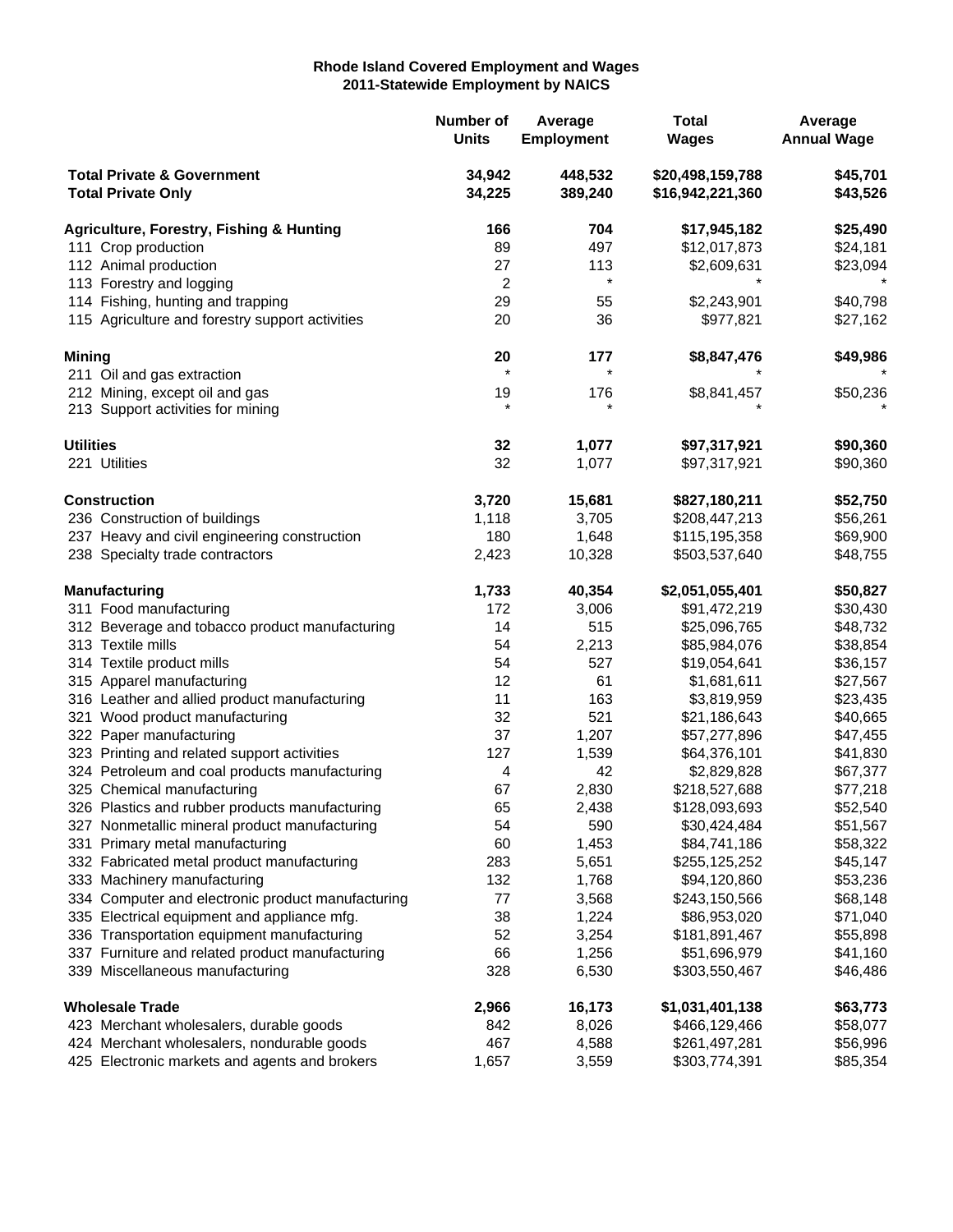**Rhode Island Covered Employment and Wages**
**2011-Statewide Employment by NAICS**

| | Number of Units | Average Employment | Total Wages | Average Annual Wage |
|---|---|---|---|---|
| **Total Private & Government** | **34,942** | **448,532** | **$20,498,159,788** | **$45,701** |
| **Total Private Only** | **34,225** | **389,240** | **$16,942,221,360** | **$43,526** |
| **Agriculture, Forestry, Fishing & Hunting** | **166** | **704** | **$17,945,182** | **$25,490** |
| 111 Crop production | 89 | 497 | $12,017,873 | $24,181 |
| 112 Animal production | 27 | 113 | $2,609,631 | $23,094 |
| 113 Forestry and logging | 2 | * | * | * |
| 114 Fishing, hunting and trapping | 29 | 55 | $2,243,901 | $40,798 |
| 115 Agriculture and forestry support activities | 20 | 36 | $977,821 | $27,162 |
| **Mining** | **20** | **177** | **$8,847,476** | **$49,986** |
| 211 Oil and gas extraction | * | * | * | * |
| 212 Mining, except oil and gas | 19 | 176 | $8,841,457 | $50,236 |
| 213 Support activities for mining | * | * | * | * |
| **Utilities** | **32** | **1,077** | **$97,317,921** | **$90,360** |
| 221 Utilities | 32 | 1,077 | $97,317,921 | $90,360 |
| **Construction** | **3,720** | **15,681** | **$827,180,211** | **$52,750** |
| 236 Construction of buildings | 1,118 | 3,705 | $208,447,213 | $56,261 |
| 237 Heavy and civil engineering construction | 180 | 1,648 | $115,195,358 | $69,900 |
| 238 Specialty trade contractors | 2,423 | 10,328 | $503,537,640 | $48,755 |
| **Manufacturing** | **1,733** | **40,354** | **$2,051,055,401** | **$50,827** |
| 311 Food manufacturing | 172 | 3,006 | $91,472,219 | $30,430 |
| 312 Beverage and tobacco product manufacturing | 14 | 515 | $25,096,765 | $48,732 |
| 313 Textile mills | 54 | 2,213 | $85,984,076 | $38,854 |
| 314 Textile product mills | 54 | 527 | $19,054,641 | $36,157 |
| 315 Apparel manufacturing | 12 | 61 | $1,681,611 | $27,567 |
| 316 Leather and allied product manufacturing | 11 | 163 | $3,819,959 | $23,435 |
| 321 Wood product manufacturing | 32 | 521 | $21,186,643 | $40,665 |
| 322 Paper manufacturing | 37 | 1,207 | $57,277,896 | $47,455 |
| 323 Printing and related support activities | 127 | 1,539 | $64,376,101 | $41,830 |
| 324 Petroleum and coal products manufacturing | 4 | 42 | $2,829,828 | $67,377 |
| 325 Chemical manufacturing | 67 | 2,830 | $218,527,688 | $77,218 |
| 326 Plastics and rubber products manufacturing | 65 | 2,438 | $128,093,693 | $52,540 |
| 327 Nonmetallic mineral product manufacturing | 54 | 590 | $30,424,484 | $51,567 |
| 331 Primary metal manufacturing | 60 | 1,453 | $84,741,186 | $58,322 |
| 332 Fabricated metal product manufacturing | 283 | 5,651 | $255,125,252 | $45,147 |
| 333 Machinery manufacturing | 132 | 1,768 | $94,120,860 | $53,236 |
| 334 Computer and electronic product manufacturing | 77 | 3,568 | $243,150,566 | $68,148 |
| 335 Electrical equipment and appliance mfg. | 38 | 1,224 | $86,953,020 | $71,040 |
| 336 Transportation equipment manufacturing | 52 | 3,254 | $181,891,467 | $55,898 |
| 337 Furniture and related product manufacturing | 66 | 1,256 | $51,696,979 | $41,160 |
| 339 Miscellaneous manufacturing | 328 | 6,530 | $303,550,467 | $46,486 |
| **Wholesale Trade** | **2,966** | **16,173** | **$1,031,401,138** | **$63,773** |
| 423 Merchant wholesalers, durable goods | 842 | 8,026 | $466,129,466 | $58,077 |
| 424 Merchant wholesalers, nondurable goods | 467 | 4,588 | $261,497,281 | $56,996 |
| 425 Electronic markets and agents and brokers | 1,657 | 3,559 | $303,774,391 | $85,354 |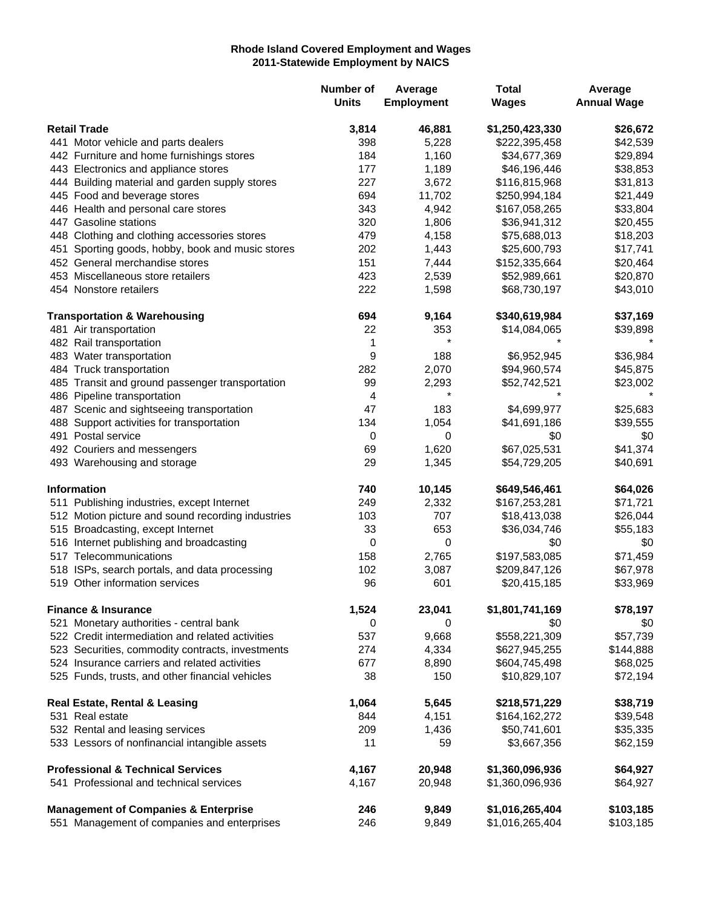**Rhode Island Covered Employment and Wages**
**2011-Statewide Employment by NAICS**

| | Number of Units | Average Employment | Total Wages | Average Annual Wage |
|---|---|---|---|---|
| **Retail Trade** | **3,814** | **46,881** | **$1,250,423,330** | **$26,672** |
| 441 Motor vehicle and parts dealers | 398 | 5,228 | $222,395,458 | $42,539 |
| 442 Furniture and home furnishings stores | 184 | 1,160 | $34,677,369 | $29,894 |
| 443 Electronics and appliance stores | 177 | 1,189 | $46,196,446 | $38,853 |
| 444 Building material and garden supply stores | 227 | 3,672 | $116,815,968 | $31,813 |
| 445 Food and beverage stores | 694 | 11,702 | $250,994,184 | $21,449 |
| 446 Health and personal care stores | 343 | 4,942 | $167,058,265 | $33,804 |
| 447 Gasoline stations | 320 | 1,806 | $36,941,312 | $20,455 |
| 448 Clothing and clothing accessories stores | 479 | 4,158 | $75,688,013 | $18,203 |
| 451 Sporting goods, hobby, book and music stores | 202 | 1,443 | $25,600,793 | $17,741 |
| 452 General merchandise stores | 151 | 7,444 | $152,335,664 | $20,464 |
| 453 Miscellaneous store retailers | 423 | 2,539 | $52,989,661 | $20,870 |
| 454 Nonstore retailers | 222 | 1,598 | $68,730,197 | $43,010 |
| **Transportation & Warehousing** | **694** | **9,164** | **$340,619,984** | **$37,169** |
| 481 Air transportation | 22 | 353 | $14,084,065 | $39,898 |
| 482 Rail transportation | 1 | * | * | * |
| 483 Water transportation | 9 | 188 | $6,952,945 | $36,984 |
| 484 Truck transportation | 282 | 2,070 | $94,960,574 | $45,875 |
| 485 Transit and ground passenger transportation | 99 | 2,293 | $52,742,521 | $23,002 |
| 486 Pipeline transportation | 4 | * | * | * |
| 487 Scenic and sightseeing transportation | 47 | 183 | $4,699,977 | $25,683 |
| 488 Support activities for transportation | 134 | 1,054 | $41,691,186 | $39,555 |
| 491 Postal service | 0 | 0 | $0 | $0 |
| 492 Couriers and messengers | 69 | 1,620 | $67,025,531 | $41,374 |
| 493 Warehousing and storage | 29 | 1,345 | $54,729,205 | $40,691 |
| **Information** | **740** | **10,145** | **$649,546,461** | **$64,026** |
| 511 Publishing industries, except Internet | 249 | 2,332 | $167,253,281 | $71,721 |
| 512 Motion picture and sound recording industries | 103 | 707 | $18,413,038 | $26,044 |
| 515 Broadcasting, except Internet | 33 | 653 | $36,034,746 | $55,183 |
| 516 Internet publishing and broadcasting | 0 | 0 | $0 | $0 |
| 517 Telecommunications | 158 | 2,765 | $197,583,085 | $71,459 |
| 518 ISPs, search portals, and data processing | 102 | 3,087 | $209,847,126 | $67,978 |
| 519 Other information services | 96 | 601 | $20,415,185 | $33,969 |
| **Finance & Insurance** | **1,524** | **23,041** | **$1,801,741,169** | **$78,197** |
| 521 Monetary authorities - central bank | 0 | 0 | $0 | $0 |
| 522 Credit intermediation and related activities | 537 | 9,668 | $558,221,309 | $57,739 |
| 523 Securities, commodity contracts, investments | 274 | 4,334 | $627,945,255 | $144,888 |
| 524 Insurance carriers and related activities | 677 | 8,890 | $604,745,498 | $68,025 |
| 525 Funds, trusts, and other financial vehicles | 38 | 150 | $10,829,107 | $72,194 |
| **Real Estate, Rental & Leasing** | **1,064** | **5,645** | **$218,571,229** | **$38,719** |
| 531 Real estate | 844 | 4,151 | $164,162,272 | $39,548 |
| 532 Rental and leasing services | 209 | 1,436 | $50,741,601 | $35,335 |
| 533 Lessors of nonfinancial intangible assets | 11 | 59 | $3,667,356 | $62,159 |
| **Professional & Technical Services** | **4,167** | **20,948** | **$1,360,096,936** | **$64,927** |
| 541 Professional and technical services | 4,167 | 20,948 | $1,360,096,936 | $64,927 |
| **Management of Companies & Enterprise** | **246** | **9,849** | **$1,016,265,404** | **$103,185** |
| 551 Management of companies and enterprises | 246 | 9,849 | $1,016,265,404 | $103,185 |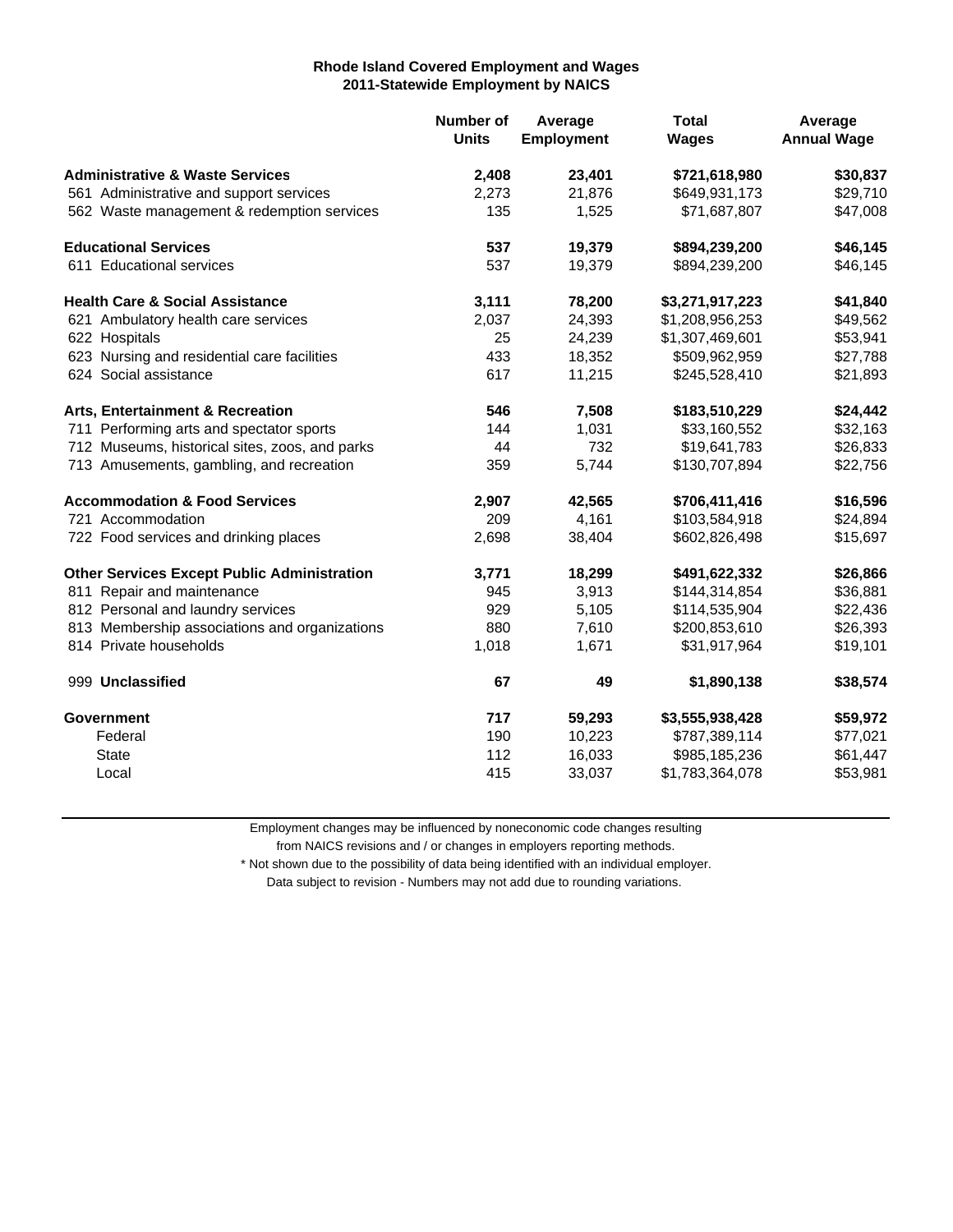**Rhode Island Covered Employment and Wages**
**2011-Statewide Employment by NAICS**

| | Number of Units | Average Employment | Total Wages | Average Annual Wage |
|---|---|---|---|---|
| **Administrative & Waste Services** | **2,408** | **23,401** | **$721,618,980** | **$30,837** |
| 561 Administrative and support services | 2,273 | 21,876 | $649,931,173 | $29,710 |
| 562 Waste management & redemption services | 135 | 1,525 | $71,687,807 | $47,008 |
| **Educational Services** | **537** | **19,379** | **$894,239,200** | **$46,145** |
| 611 Educational services | 537 | 19,379 | $894,239,200 | $46,145 |
| **Health Care & Social Assistance** | **3,111** | **78,200** | **$3,271,917,223** | **$41,840** |
| 621 Ambulatory health care services | 2,037 | 24,393 | $1,208,956,253 | $49,562 |
| 622 Hospitals | 25 | 24,239 | $1,307,469,601 | $53,941 |
| 623 Nursing and residential care facilities | 433 | 18,352 | $509,962,959 | $27,788 |
| 624 Social assistance | 617 | 11,215 | $245,528,410 | $21,893 |
| **Arts, Entertainment & Recreation** | **546** | **7,508** | **$183,510,229** | **$24,442** |
| 711 Performing arts and spectator sports | 144 | 1,031 | $33,160,552 | $32,163 |
| 712 Museums, historical sites, zoos, and parks | 44 | 732 | $19,641,783 | $26,833 |
| 713 Amusements, gambling, and recreation | 359 | 5,744 | $130,707,894 | $22,756 |
| **Accommodation & Food Services** | **2,907** | **42,565** | **$706,411,416** | **$16,596** |
| 721 Accommodation | 209 | 4,161 | $103,584,918 | $24,894 |
| 722 Food services and drinking places | 2,698 | 38,404 | $602,826,498 | $15,697 |
| **Other Services Except Public Administration** | **3,771** | **18,299** | **$491,622,332** | **$26,866** |
| 811 Repair and maintenance | 945 | 3,913 | $144,314,854 | $36,881 |
| 812 Personal and laundry services | 929 | 5,105 | $114,535,904 | $22,436 |
| 813 Membership associations and organizations | 880 | 7,610 | $200,853,610 | $26,393 |
| 814 Private households | 1,018 | 1,671 | $31,917,964 | $19,101 |
| 999 **Unclassified** | **67** | **49** | **$1,890,138** | **$38,574** |
| **Government** | **717** | **59,293** | **$3,555,938,428** | **$59,972** |
| Federal | 190 | 10,223 | $787,389,114 | $77,021 |
| State | 112 | 16,033 | $985,185,236 | $61,447 |
| Local | 415 | 33,037 | $1,783,364,078 | $53,981 |

Employment changes may be influenced by noneconomic code changes resulting from NAICS revisions and / or changes in employers reporting methods.

* Not shown due to the possibility of data being identified with an individual employer.

Data subject to revision - Numbers may not add due to rounding variations.